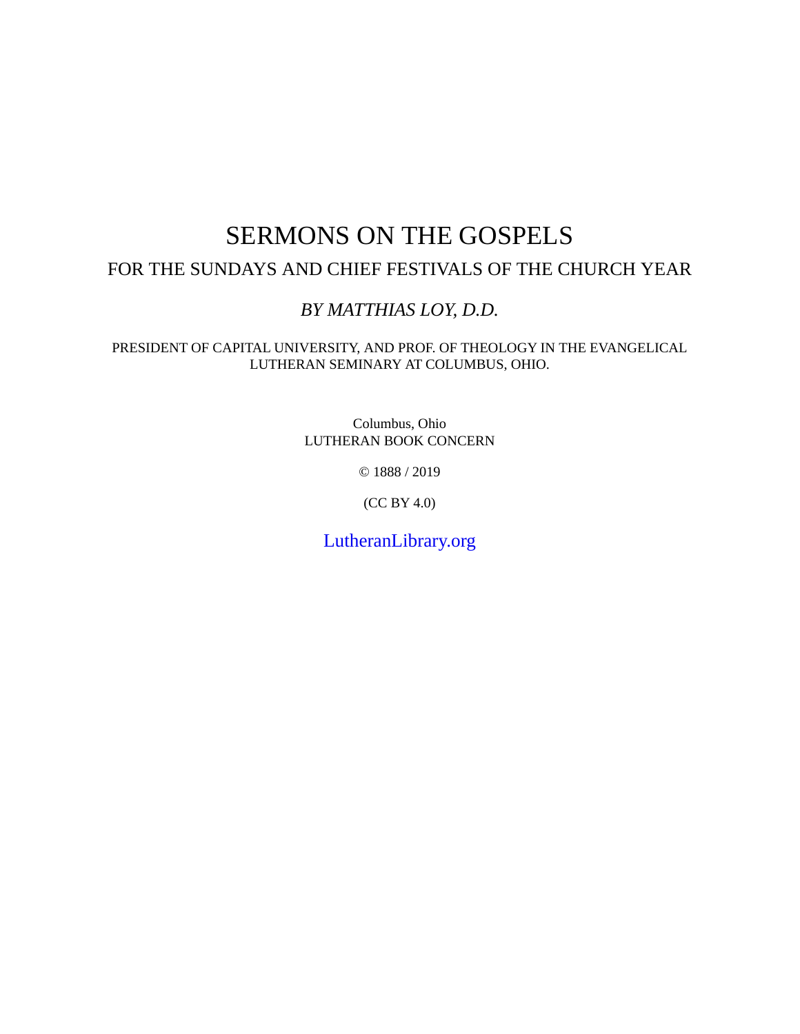# SERMONS ON THE GOSPELS

## FOR THE SUNDAYS AND CHIEF FESTIVALS OF THE CHURCH YEAR

*BY MATTHIAS LOY, D.D.*

PRESIDENT OF CAPITAL UNIVERSITY, AND PROF. OF THEOLOGY IN THE EVANGELICAL LUTHERAN SEMINARY AT COLUMBUS, OHIO.

Columbus, Ohio
LUTHERAN BOOK CONCERN

© 1888 / 2019

(CC BY 4.0)

LutheranLibrary.org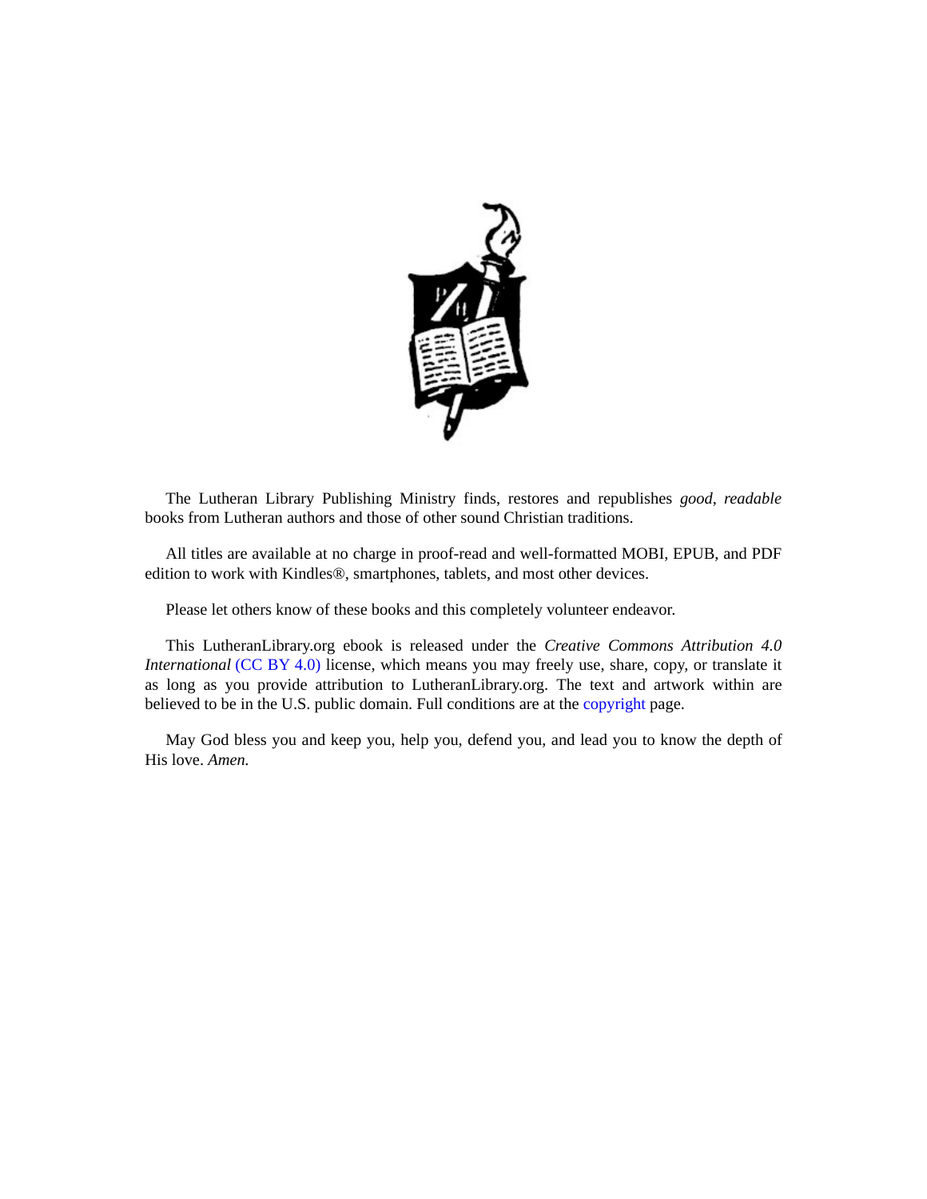The Lutheran Library Publishing Ministry finds, restores and republishes *good*, *readable* books from Lutheran authors and those of other sound Christian traditions.

All titles are available at no charge in proof-read and well-formatted MOBI, EPUB, and PDF edition to work with Kindles®, smartphones, tablets, and most other devices.

Please let others know of these books and this completely volunteer endeavor.

This LutheranLibrary.org ebook is released under the *Creative Commons Attribution 4.0 International* (CC BY 4.0) license, which means you may freely use, share, copy, or translate it as long as you provide attribution to LutheranLibrary.org. The text and artwork within are believed to be in the U.S. public domain. Full conditions are at the copyright page.

May God bless you and keep you, help you, defend you, and lead you to know the depth of His love. *Amen.*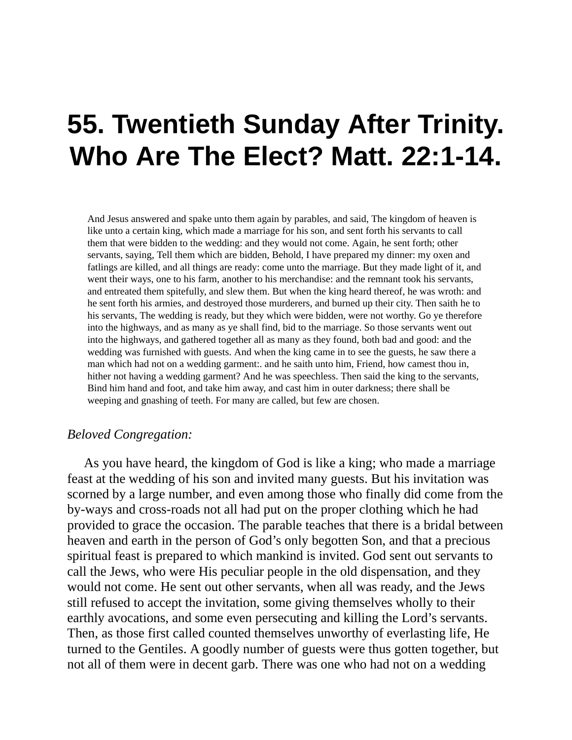# 55. Twentieth Sunday After Trinity. Who Are The Elect? Matt. 22:1-14.

> And Jesus answered and spake unto them again by parables, and said, The kingdom of heaven is like unto a certain king, which made a marriage for his son, and sent forth his servants to call them that were bidden to the wedding: and they would not come. Again, he sent forth; other servants, saying, Tell them which are bidden, Behold, I have prepared my dinner: my oxen and fatlings are killed, and all things are ready: come unto the marriage. But they made light of it, and went their ways, one to his farm, another to his merchandise: and the remnant took his servants, and entreated them spitefully, and slew them. But when the king heard thereof, he was wroth: and he sent forth his armies, and destroyed those murderers, and burned up their city. Then saith he to his servants, The wedding is ready, but they which were bidden, were not worthy. Go ye therefore into the highways, and as many as ye shall find, bid to the marriage. So those servants went out into the highways, and gathered together all as many as they found, both bad and good: and the wedding was furnished with guests. And when the king came in to see the guests, he saw there a man which had not on a wedding garment:. and he saith unto him, Friend, how camest thou in, hither not having a wedding garment? And he was speechless. Then said the king to the servants, Bind him hand and foot, and take him away, and cast him in outer darkness; there shall be weeping and gnashing of teeth. For many are called, but few are chosen.

*Beloved Congregation:*

As you have heard, the kingdom of God is like a king; who made a marriage feast at the wedding of his son and invited many guests. But his invitation was scorned by a large number, and even among those who finally did come from the by-ways and cross-roads not all had put on the proper clothing which he had provided to grace the occasion. The parable teaches that there is a bridal between heaven and earth in the person of God's only begotten Son, and that a precious spiritual feast is prepared to which mankind is invited. God sent out servants to call the Jews, who were His peculiar people in the old dispensation, and they would not come. He sent out other servants, when all was ready, and the Jews still refused to accept the invitation, some giving themselves wholly to their earthly avocations, and some even persecuting and killing the Lord's servants. Then, as those first called counted themselves unworthy of everlasting life, He turned to the Gentiles. A goodly number of guests were thus gotten together, but not all of them were in decent garb. There was one who had not on a wedding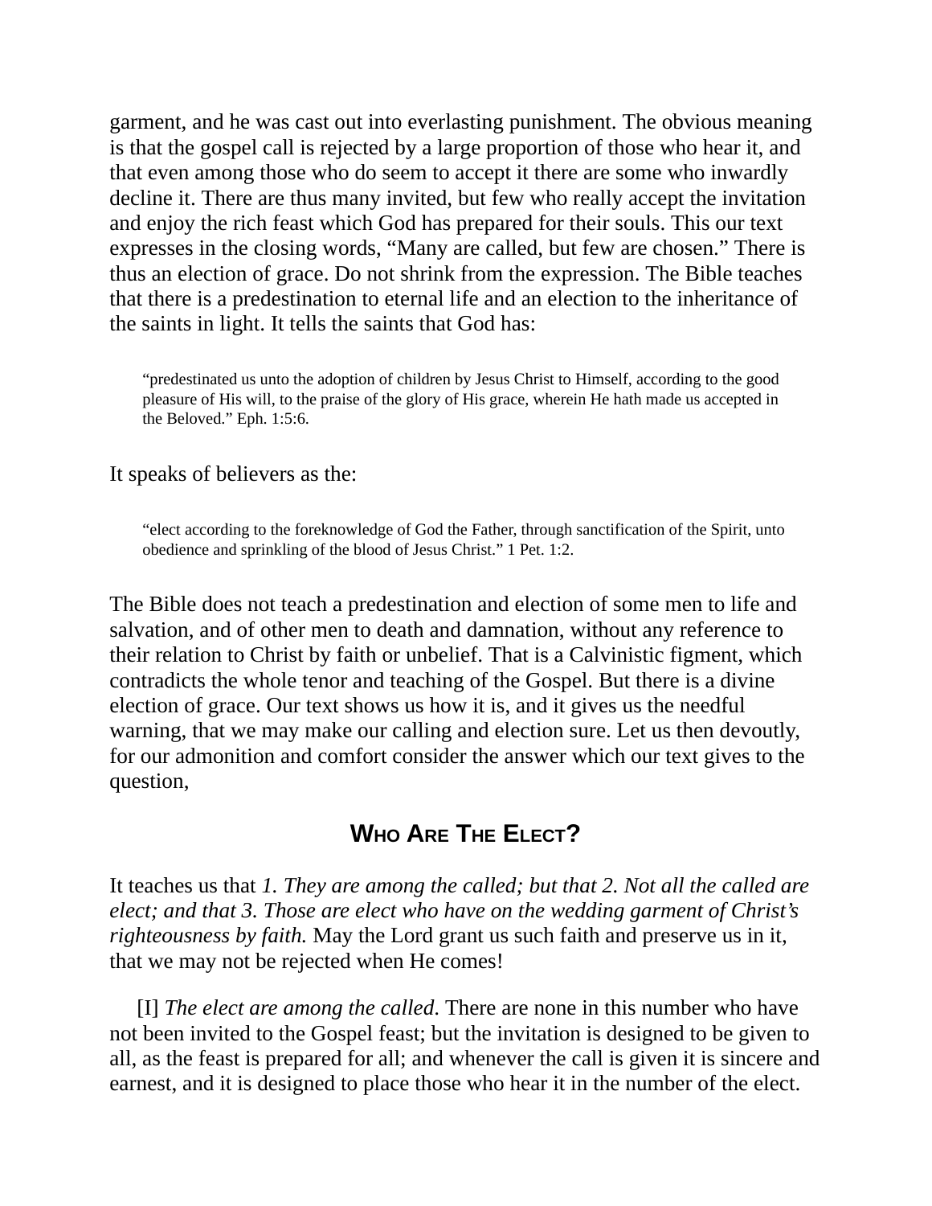garment, and he was cast out into everlasting punishment. The obvious meaning is that the gospel call is rejected by a large proportion of those who hear it, and that even among those who do seem to accept it there are some who inwardly decline it. There are thus many invited, but few who really accept the invitation and enjoy the rich feast which God has prepared for their souls. This our text expresses in the closing words, “Many are called, but few are chosen.” There is thus an election of grace. Do not shrink from the expression. The Bible teaches that there is a predestination to eternal life and an election to the inheritance of the saints in light. It tells the saints that God has:

> “predestinated us unto the adoption of children by Jesus Christ to Himself, according to the good pleasure of His will, to the praise of the glory of His grace, wherein He hath made us accepted in the Beloved.” Eph. 1:5:6.

It speaks of believers as the:

> “elect according to the foreknowledge of God the Father, through sanctification of the Spirit, unto obedience and sprinkling of the blood of Jesus Christ.” 1 Pet. 1:2.

The Bible does not teach a predestination and election of some men to life and salvation, and of other men to death and damnation, without any reference to their relation to Christ by faith or unbelief. That is a Calvinistic figment, which contradicts the whole tenor and teaching of the Gospel. But there is a divine election of grace. Our text shows us how it is, and it gives us the needful warning, that we may make our calling and election sure. Let us then devoutly, for our admonition and comfort consider the answer which our text gives to the question,

## Who Are The Elect?

It teaches us that *1. They are among the called; but that 2. Not all the called are elect; and that 3. Those are elect who have on the wedding garment of Christ’s righteousness by faith.* May the Lord grant us such faith and preserve us in it, that we may not be rejected when He comes!

[I] *The elect are among the called*. There are none in this number who have not been invited to the Gospel feast; but the invitation is designed to be given to all, as the feast is prepared for all; and whenever the call is given it is sincere and earnest, and it is designed to place those who hear it in the number of the elect.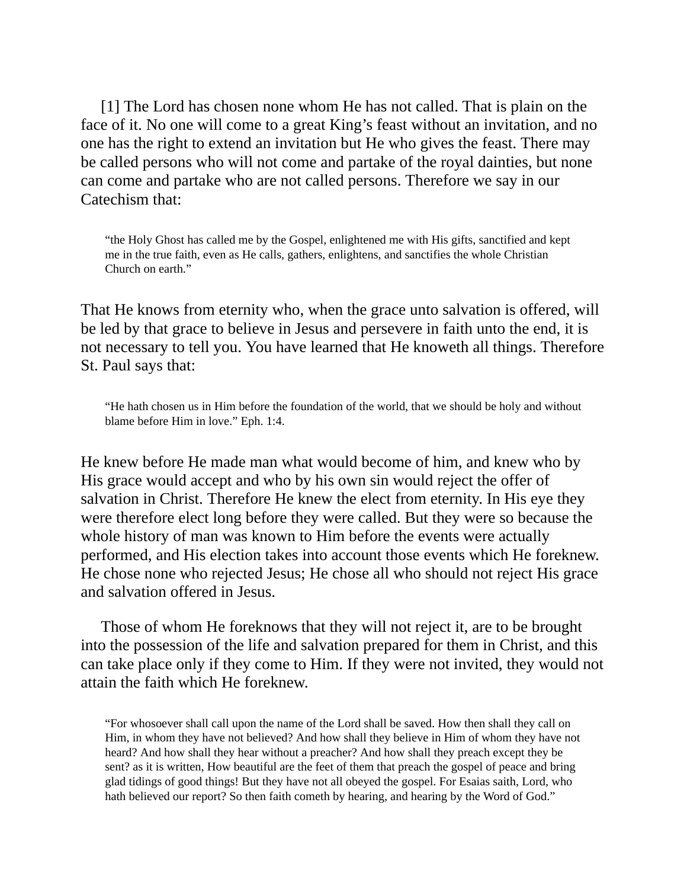[1] The Lord has chosen none whom He has not called. That is plain on the face of it. No one will come to a great King's feast without an invitation, and no one has the right to extend an invitation but He who gives the feast. There may be called persons who will not come and partake of the royal dainties, but none can come and partake who are not called persons. Therefore we say in our Catechism that:

> "the Holy Ghost has called me by the Gospel, enlightened me with His gifts, sanctified and kept me in the true faith, even as He calls, gathers, enlightens, and sanctifies the whole Christian Church on earth."

That He knows from eternity who, when the grace unto salvation is offered, will be led by that grace to believe in Jesus and persevere in faith unto the end, it is not necessary to tell you. You have learned that He knoweth all things. Therefore St. Paul says that:

> "He hath chosen us in Him before the foundation of the world, that we should be holy and without blame before Him in love." Eph. 1:4.

He knew before He made man what would become of him, and knew who by His grace would accept and who by his own sin would reject the offer of salvation in Christ. Therefore He knew the elect from eternity. In His eye they were therefore elect long before they were called. But they were so because the whole history of man was known to Him before the events were actually performed, and His election takes into account those events which He foreknew. He chose none who rejected Jesus; He chose all who should not reject His grace and salvation offered in Jesus.

Those of whom He foreknows that they will not reject it, are to be brought into the possession of the life and salvation prepared for them in Christ, and this can take place only if they come to Him. If they were not invited, they would not attain the faith which He foreknew.

> "For whosoever shall call upon the name of the Lord shall be saved. How then shall they call on Him, in whom they have not believed? And how shall they believe in Him of whom they have not heard? And how shall they hear without a preacher? And how shall they preach except they be sent? as it is written, How beautiful are the feet of them that preach the gospel of peace and bring glad tidings of good things! But they have not all obeyed the gospel. For Esaias saith, Lord, who hath believed our report? So then faith cometh by hearing, and hearing by the Word of God."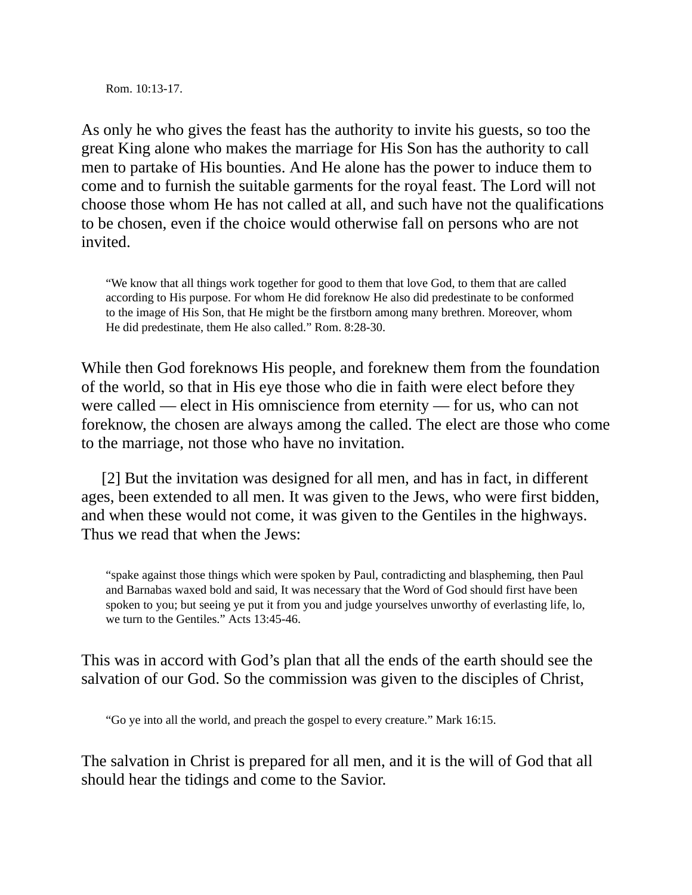Rom. 10:13-17.

As only he who gives the feast has the authority to invite his guests, so too the great King alone who makes the marriage for His Son has the authority to call men to partake of His bounties. And He alone has the power to induce them to come and to furnish the suitable garments for the royal feast. The Lord will not choose those whom He has not called at all, and such have not the qualifications to be chosen, even if the choice would otherwise fall on persons who are not invited.

> "We know that all things work together for good to them that love God, to them that are called according to His purpose. For whom He did foreknow He also did predestinate to be conformed to the image of His Son, that He might be the firstborn among many brethren. Moreover, whom He did predestinate, them He also called." Rom. 8:28-30.

While then God foreknows His people, and foreknew them from the foundation of the world, so that in His eye those who die in faith were elect before they were called — elect in His omniscience from eternity — for us, who can not foreknow, the chosen are always among the called. The elect are those who come to the marriage, not those who have no invitation.

[2] But the invitation was designed for all men, and has in fact, in different ages, been extended to all men. It was given to the Jews, who were first bidden, and when these would not come, it was given to the Gentiles in the highways. Thus we read that when the Jews:

> "spake against those things which were spoken by Paul, contradicting and blaspheming, then Paul and Barnabas waxed bold and said, It was necessary that the Word of God should first have been spoken to you; but seeing ye put it from you and judge yourselves unworthy of everlasting life, lo, we turn to the Gentiles." Acts 13:45-46.

This was in accord with God's plan that all the ends of the earth should see the salvation of our God. So the commission was given to the disciples of Christ,

> "Go ye into all the world, and preach the gospel to every creature." Mark 16:15.

The salvation in Christ is prepared for all men, and it is the will of God that all should hear the tidings and come to the Savior.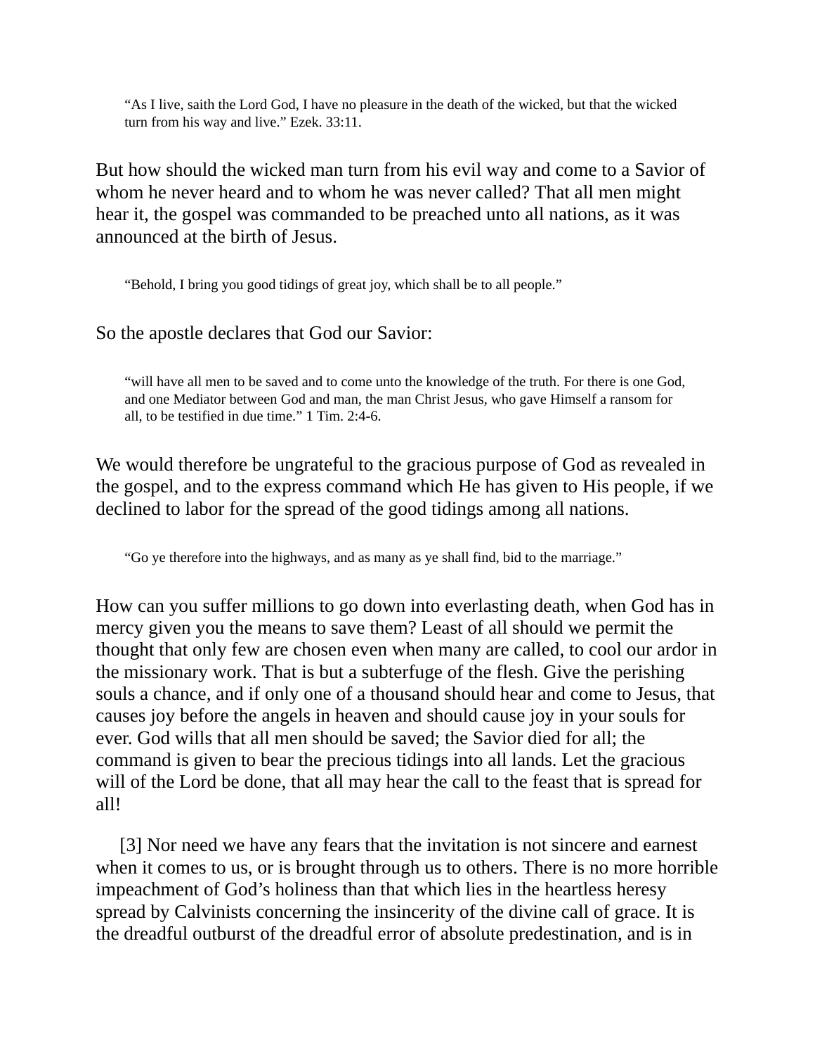> “As I live, saith the Lord God, I have no pleasure in the death of the wicked, but that the wicked turn from his way and live.” Ezek. 33:11.

But how should the wicked man turn from his evil way and come to a Savior of whom he never heard and to whom he was never called? That all men might hear it, the gospel was commanded to be preached unto all nations, as it was announced at the birth of Jesus.

> “Behold, I bring you good tidings of great joy, which shall be to all people.”

So the apostle declares that God our Savior:

> “will have all men to be saved and to come unto the knowledge of the truth. For there is one God, and one Mediator between God and man, the man Christ Jesus, who gave Himself a ransom for all, to be testified in due time.” 1 Tim. 2:4-6.

We would therefore be ungrateful to the gracious purpose of God as revealed in the gospel, and to the express command which He has given to His people, if we declined to labor for the spread of the good tidings among all nations.

> “Go ye therefore into the highways, and as many as ye shall find, bid to the marriage.”

How can you suffer millions to go down into everlasting death, when God has in mercy given you the means to save them? Least of all should we permit the thought that only few are chosen even when many are called, to cool our ardor in the missionary work. That is but a subterfuge of the flesh. Give the perishing souls a chance, and if only one of a thousand should hear and come to Jesus, that causes joy before the angels in heaven and should cause joy in your souls for ever. God wills that all men should be saved; the Savior died for all; the command is given to bear the precious tidings into all lands. Let the gracious will of the Lord be done, that all may hear the call to the feast that is spread for all!

[3] Nor need we have any fears that the invitation is not sincere and earnest when it comes to us, or is brought through us to others. There is no more horrible impeachment of God’s holiness than that which lies in the heartless heresy spread by Calvinists concerning the insincerity of the divine call of grace. It is the dreadful outburst of the dreadful error of absolute predestination, and is in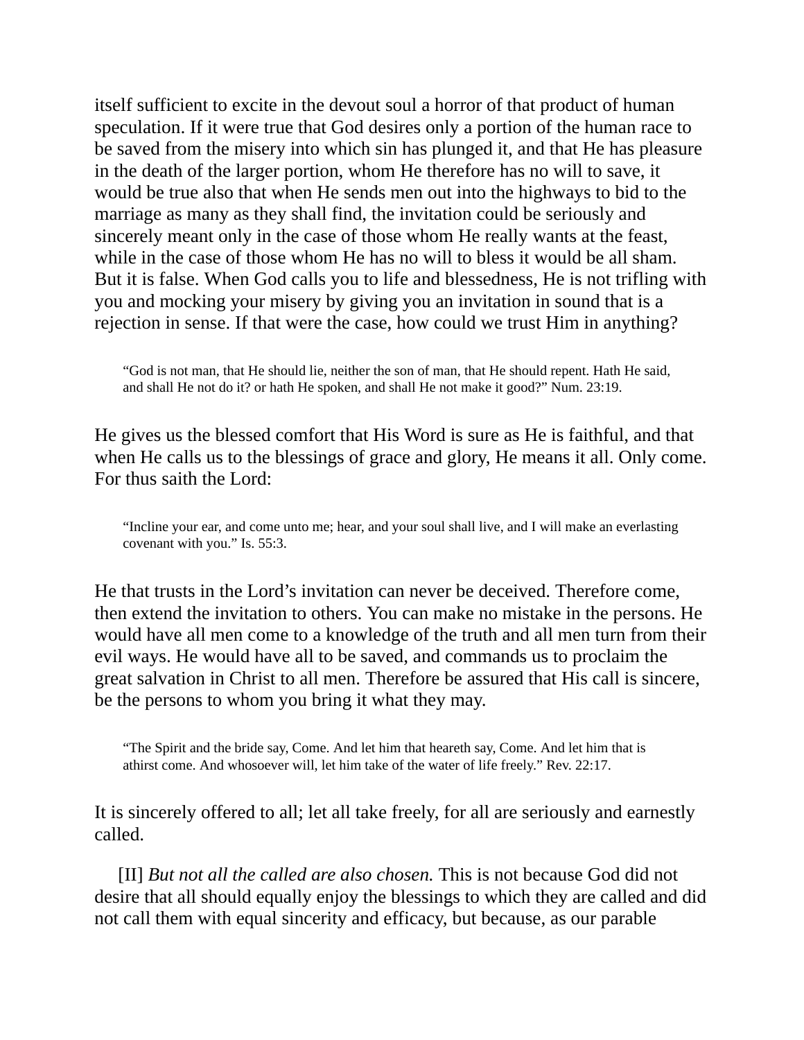itself sufficient to excite in the devout soul a horror of that product of human speculation. If it were true that God desires only a portion of the human race to be saved from the misery into which sin has plunged it, and that He has pleasure in the death of the larger portion, whom He therefore has no will to save, it would be true also that when He sends men out into the highways to bid to the marriage as many as they shall find, the invitation could be seriously and sincerely meant only in the case of those whom He really wants at the feast, while in the case of those whom He has no will to bless it would be all sham. But it is false. When God calls you to life and blessedness, He is not trifling with you and mocking your misery by giving you an invitation in sound that is a rejection in sense. If that were the case, how could we trust Him in anything?

> "God is not man, that He should lie, neither the son of man, that He should repent. Hath He said, and shall He not do it? or hath He spoken, and shall He not make it good?" Num. 23:19.

He gives us the blessed comfort that His Word is sure as He is faithful, and that when He calls us to the blessings of grace and glory, He means it all. Only come. For thus saith the Lord:

> "Incline your ear, and come unto me; hear, and your soul shall live, and I will make an everlasting covenant with you." Is. 55:3.

He that trusts in the Lord's invitation can never be deceived. Therefore come, then extend the invitation to others. You can make no mistake in the persons. He would have all men come to a knowledge of the truth and all men turn from their evil ways. He would have all to be saved, and commands us to proclaim the great salvation in Christ to all men. Therefore be assured that His call is sincere, be the persons to whom you bring it what they may.

> "The Spirit and the bride say, Come. And let him that heareth say, Come. And let him that is athirst come. And whosoever will, let him take of the water of life freely." Rev. 22:17.

It is sincerely offered to all; let all take freely, for all are seriously and earnestly called.

[II] *But not all the called are also chosen.* This is not because God did not desire that all should equally enjoy the blessings to which they are called and did not call them with equal sincerity and efficacy, but because, as our parable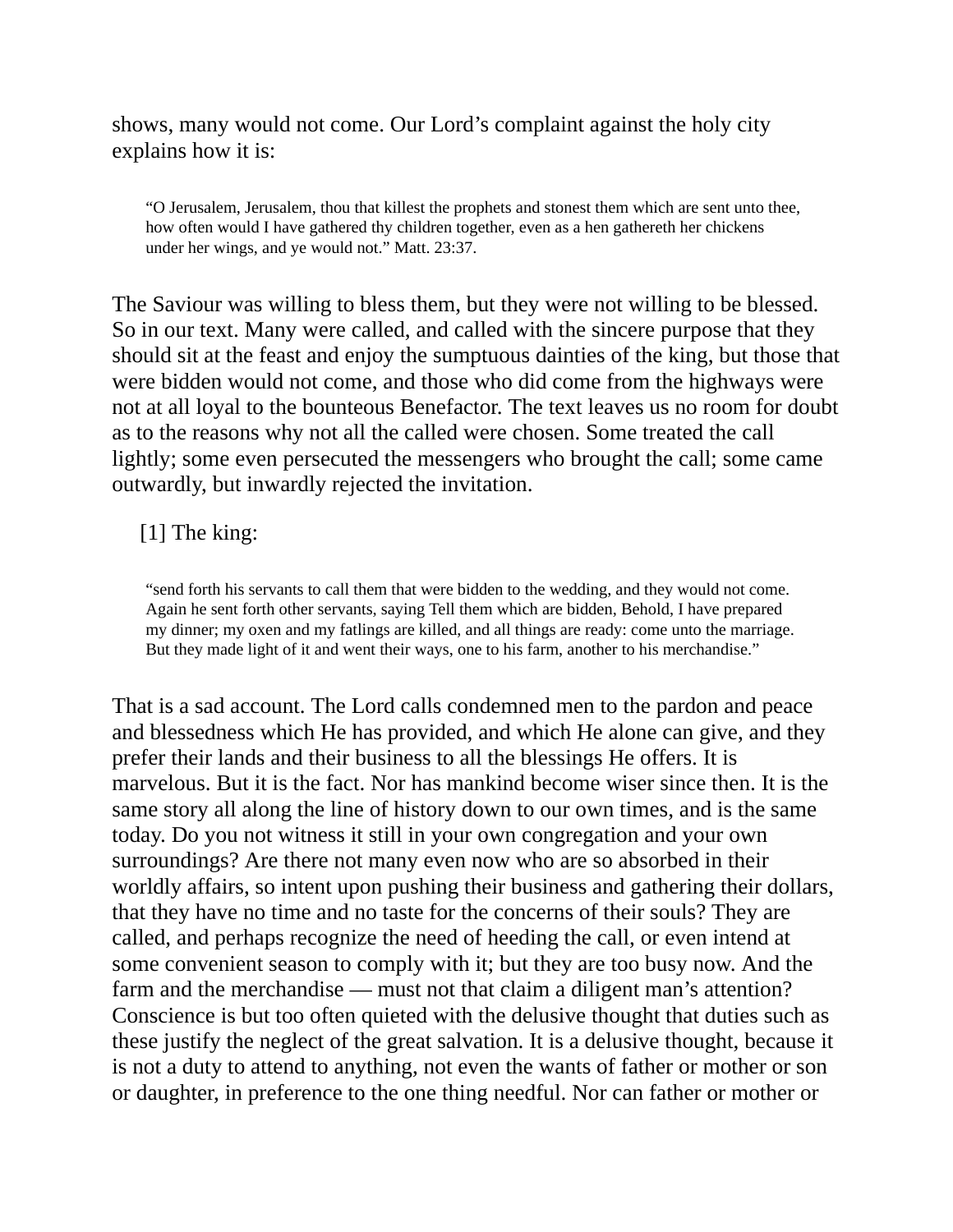shows, many would not come. Our Lord's complaint against the holy city explains how it is:

> "O Jerusalem, Jerusalem, thou that killest the prophets and stonest them which are sent unto thee, how often would I have gathered thy children together, even as a hen gathereth her chickens under her wings, and ye would not." Matt. 23:37.

The Saviour was willing to bless them, but they were not willing to be blessed. So in our text. Many were called, and called with the sincere purpose that they should sit at the feast and enjoy the sumptuous dainties of the king, but those that were bidden would not come, and those who did come from the highways were not at all loyal to the bounteous Benefactor. The text leaves us no room for doubt as to the reasons why not all the called were chosen. Some treated the call lightly; some even persecuted the messengers who brought the call; some came outwardly, but inwardly rejected the invitation.

[1] The king:

> "send forth his servants to call them that were bidden to the wedding, and they would not come. Again he sent forth other servants, saying Tell them which are bidden, Behold, I have prepared my dinner; my oxen and my fatlings are killed, and all things are ready: come unto the marriage. But they made light of it and went their ways, one to his farm, another to his merchandise."

That is a sad account. The Lord calls condemned men to the pardon and peace and blessedness which He has provided, and which He alone can give, and they prefer their lands and their business to all the blessings He offers. It is marvelous. But it is the fact. Nor has mankind become wiser since then. It is the same story all along the line of history down to our own times, and is the same today. Do you not witness it still in your own congregation and your own surroundings? Are there not many even now who are so absorbed in their worldly affairs, so intent upon pushing their business and gathering their dollars, that they have no time and no taste for the concerns of their souls? They are called, and perhaps recognize the need of heeding the call, or even intend at some convenient season to comply with it; but they are too busy now. And the farm and the merchandise — must not that claim a diligent man's attention? Conscience is but too often quieted with the delusive thought that duties such as these justify the neglect of the great salvation. It is a delusive thought, because it is not a duty to attend to anything, not even the wants of father or mother or son or daughter, in preference to the one thing needful. Nor can father or mother or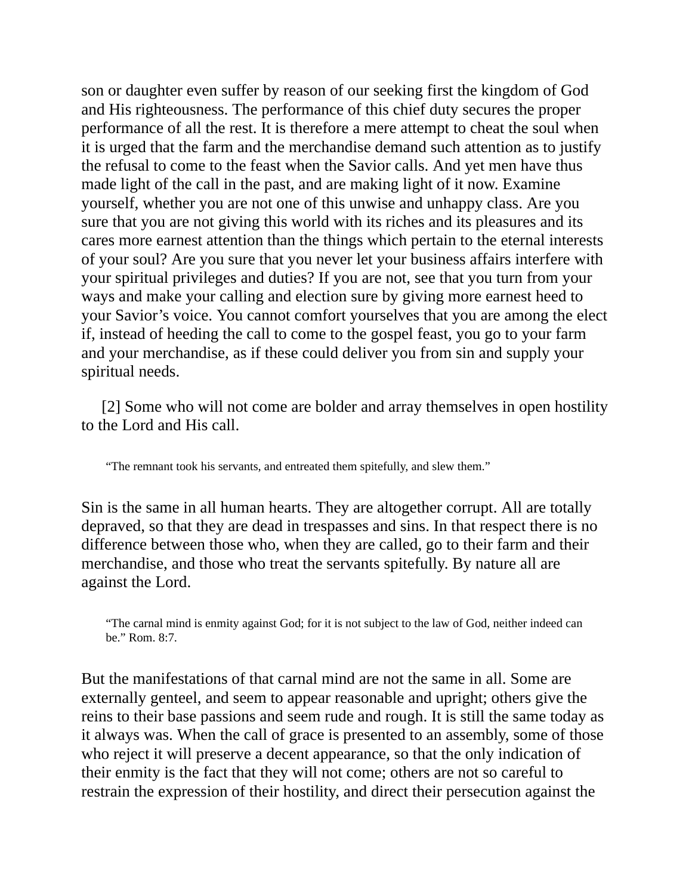son or daughter even suffer by reason of our seeking first the kingdom of God and His righteousness. The performance of this chief duty secures the proper performance of all the rest. It is therefore a mere attempt to cheat the soul when it is urged that the farm and the merchandise demand such attention as to justify the refusal to come to the feast when the Savior calls. And yet men have thus made light of the call in the past, and are making light of it now. Examine yourself, whether you are not one of this unwise and unhappy class. Are you sure that you are not giving this world with its riches and its pleasures and its cares more earnest attention than the things which pertain to the eternal interests of your soul? Are you sure that you never let your business affairs interfere with your spiritual privileges and duties? If you are not, see that you turn from your ways and make your calling and election sure by giving more earnest heed to your Savior's voice. You cannot comfort yourselves that you are among the elect if, instead of heeding the call to come to the gospel feast, you go to your farm and your merchandise, as if these could deliver you from sin and supply your spiritual needs.

[2] Some who will not come are bolder and array themselves in open hostility to the Lord and His call.

> "The remnant took his servants, and entreated them spitefully, and slew them."

Sin is the same in all human hearts. They are altogether corrupt. All are totally depraved, so that they are dead in trespasses and sins. In that respect there is no difference between those who, when they are called, go to their farm and their merchandise, and those who treat the servants spitefully. By nature all are against the Lord.

> "The carnal mind is enmity against God; for it is not subject to the law of God, neither indeed can be." Rom. 8:7.

But the manifestations of that carnal mind are not the same in all. Some are externally genteel, and seem to appear reasonable and upright; others give the reins to their base passions and seem rude and rough. It is still the same today as it always was. When the call of grace is presented to an assembly, some of those who reject it will preserve a decent appearance, so that the only indication of their enmity is the fact that they will not come; others are not so careful to restrain the expression of their hostility, and direct their persecution against the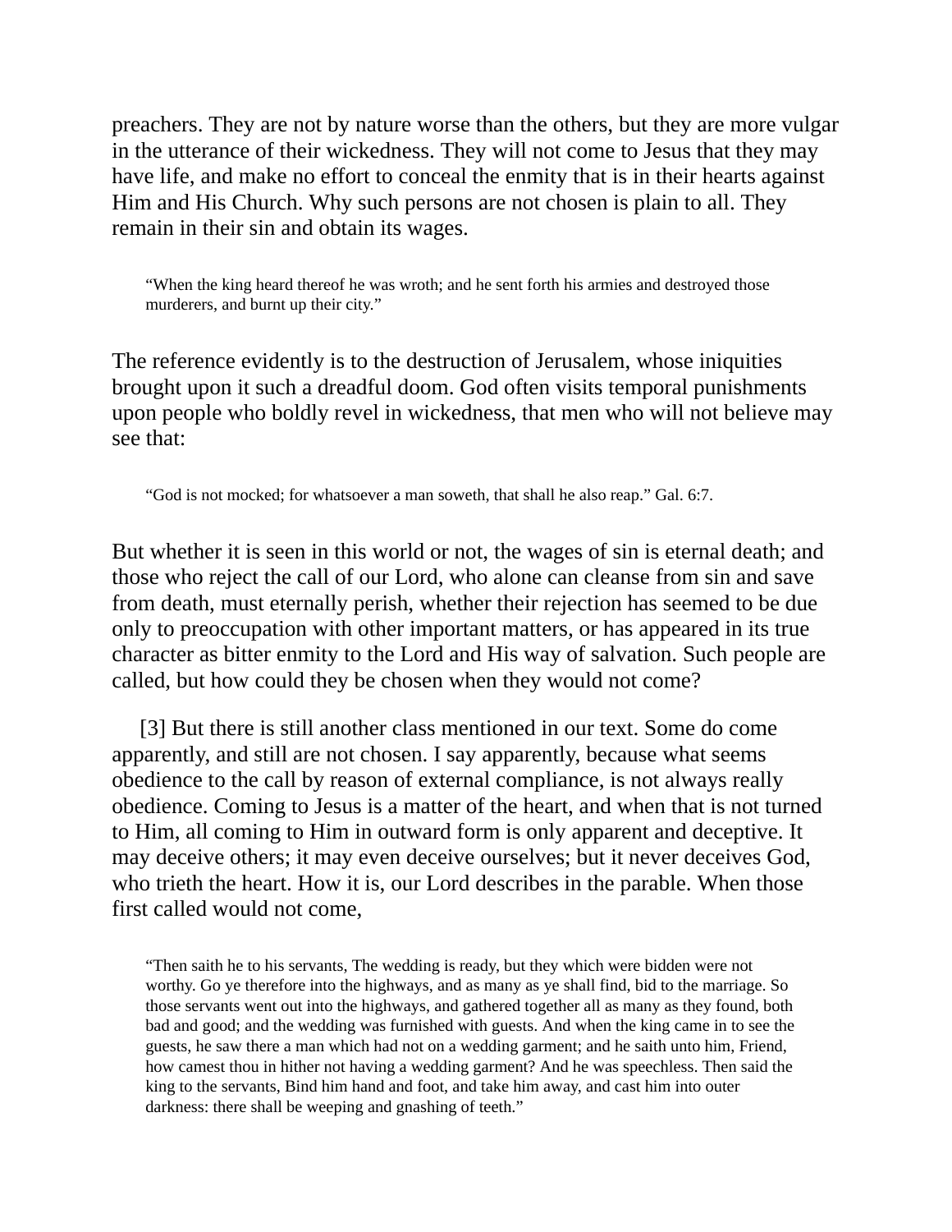preachers. They are not by nature worse than the others, but they are more vulgar in the utterance of their wickedness. They will not come to Jesus that they may have life, and make no effort to conceal the enmity that is in their hearts against Him and His Church. Why such persons are not chosen is plain to all. They remain in their sin and obtain its wages.

> "When the king heard thereof he was wroth; and he sent forth his armies and destroyed those murderers, and burnt up their city."

The reference evidently is to the destruction of Jerusalem, whose iniquities brought upon it such a dreadful doom. God often visits temporal punishments upon people who boldly revel in wickedness, that men who will not believe may see that:

> "God is not mocked; for whatsoever a man soweth, that shall he also reap." Gal. 6:7.

But whether it is seen in this world or not, the wages of sin is eternal death; and those who reject the call of our Lord, who alone can cleanse from sin and save from death, must eternally perish, whether their rejection has seemed to be due only to preoccupation with other important matters, or has appeared in its true character as bitter enmity to the Lord and His way of salvation. Such people are called, but how could they be chosen when they would not come?

[3] But there is still another class mentioned in our text. Some do come apparently, and still are not chosen. I say apparently, because what seems obedience to the call by reason of external compliance, is not always really obedience. Coming to Jesus is a matter of the heart, and when that is not turned to Him, all coming to Him in outward form is only apparent and deceptive. It may deceive others; it may even deceive ourselves; but it never deceives God, who trieth the heart. How it is, our Lord describes in the parable. When those first called would not come,

> "Then saith he to his servants, The wedding is ready, but they which were bidden were not worthy. Go ye therefore into the highways, and as many as ye shall find, bid to the marriage. So those servants went out into the highways, and gathered together all as many as they found, both bad and good; and the wedding was furnished with guests. And when the king came in to see the guests, he saw there a man which had not on a wedding garment; and he saith unto him, Friend, how camest thou in hither not having a wedding garment? And he was speechless. Then said the king to the servants, Bind him hand and foot, and take him away, and cast him into outer darkness: there shall be weeping and gnashing of teeth."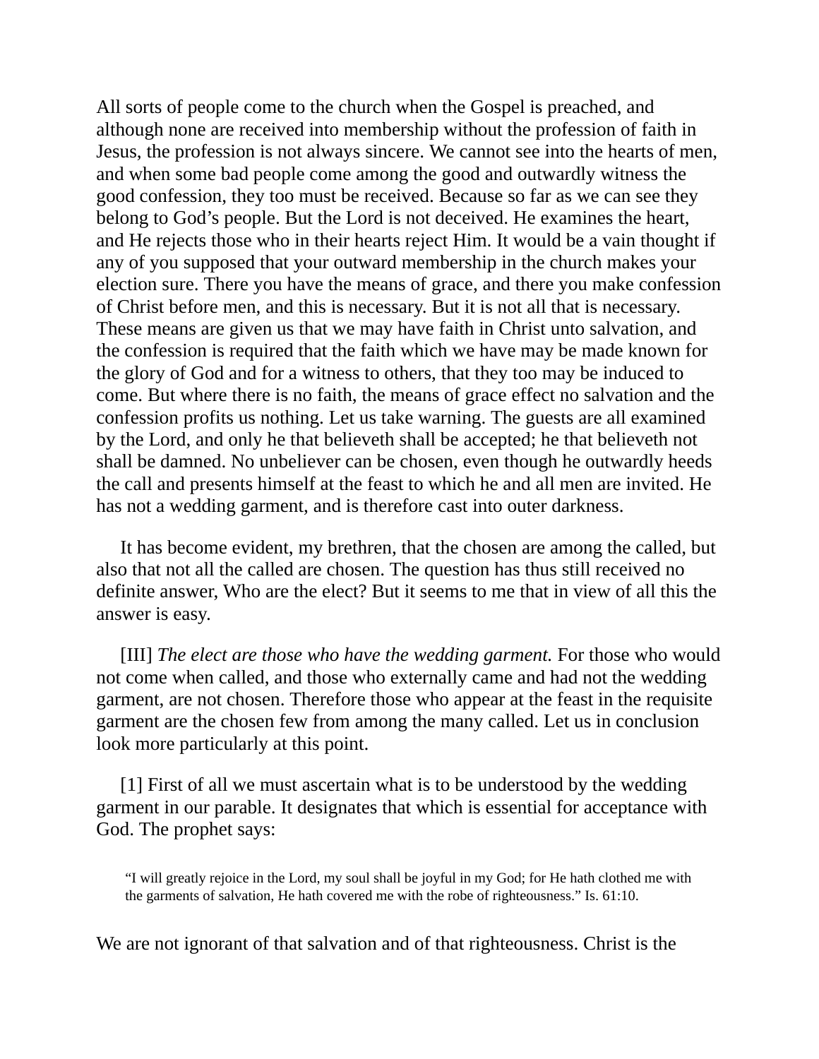All sorts of people come to the church when the Gospel is preached, and although none are received into membership without the profession of faith in Jesus, the profession is not always sincere. We cannot see into the hearts of men, and when some bad people come among the good and outwardly witness the good confession, they too must be received. Because so far as we can see they belong to God's people. But the Lord is not deceived. He examines the heart, and He rejects those who in their hearts reject Him. It would be a vain thought if any of you supposed that your outward membership in the church makes your election sure. There you have the means of grace, and there you make confession of Christ before men, and this is necessary. But it is not all that is necessary. These means are given us that we may have faith in Christ unto salvation, and the confession is required that the faith which we have may be made known for the glory of God and for a witness to others, that they too may be induced to come. But where there is no faith, the means of grace effect no salvation and the confession profits us nothing. Let us take warning. The guests are all examined by the Lord, and only he that believeth shall be accepted; he that believeth not shall be damned. No unbeliever can be chosen, even though he outwardly heeds the call and presents himself at the feast to which he and all men are invited. He has not a wedding garment, and is therefore cast into outer darkness.

It has become evident, my brethren, that the chosen are among the called, but also that not all the called are chosen. The question has thus still received no definite answer, Who are the elect? But it seems to me that in view of all this the answer is easy.

[III] *The elect are those who have the wedding garment.* For those who would not come when called, and those who externally came and had not the wedding garment, are not chosen. Therefore those who appear at the feast in the requisite garment are the chosen few from among the many called. Let us in conclusion look more particularly at this point.

[1] First of all we must ascertain what is to be understood by the wedding garment in our parable. It designates that which is essential for acceptance with God. The prophet says:

> "I will greatly rejoice in the Lord, my soul shall be joyful in my God; for He hath clothed me with the garments of salvation, He hath covered me with the robe of righteousness." Is. 61:10.

We are not ignorant of that salvation and of that righteousness. Christ is the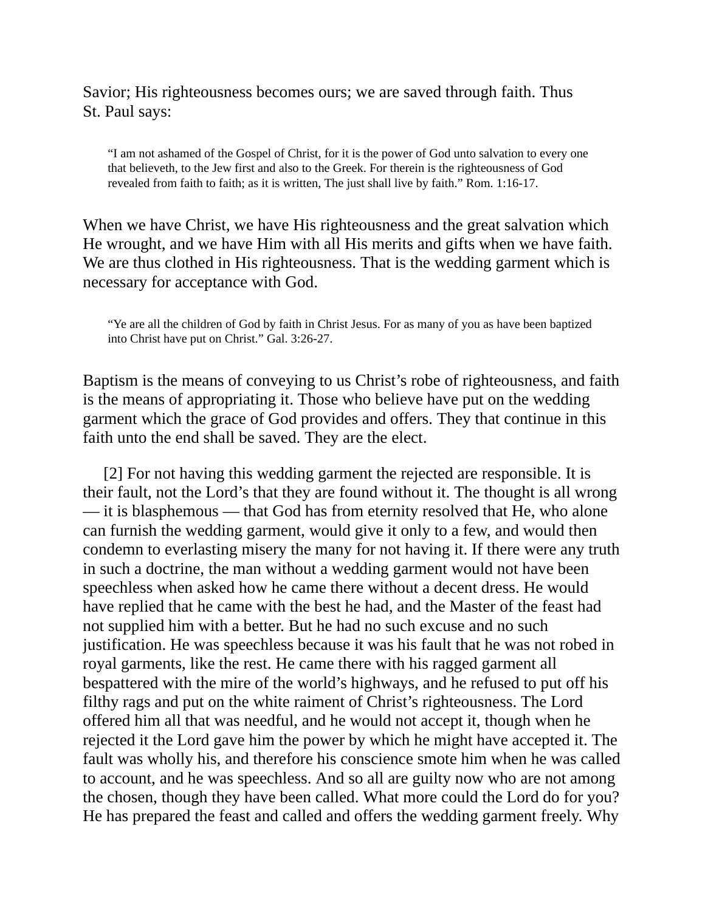Savior; His righteousness becomes ours; we are saved through faith. Thus St. Paul says:

> "I am not ashamed of the Gospel of Christ, for it is the power of God unto salvation to every one that believeth, to the Jew first and also to the Greek. For therein is the righteousness of God revealed from faith to faith; as it is written, The just shall live by faith." Rom. 1:16-17.

When we have Christ, we have His righteousness and the great salvation which He wrought, and we have Him with all His merits and gifts when we have faith. We are thus clothed in His righteousness. That is the wedding garment which is necessary for acceptance with God.

> "Ye are all the children of God by faith in Christ Jesus. For as many of you as have been baptized into Christ have put on Christ." Gal. 3:26-27.

Baptism is the means of conveying to us Christ's robe of righteousness, and faith is the means of appropriating it. Those who believe have put on the wedding garment which the grace of God provides and offers. They that continue in this faith unto the end shall be saved. They are the elect.

[2] For not having this wedding garment the rejected are responsible. It is their fault, not the Lord's that they are found without it. The thought is all wrong — it is blasphemous — that God has from eternity resolved that He, who alone can furnish the wedding garment, would give it only to a few, and would then condemn to everlasting misery the many for not having it. If there were any truth in such a doctrine, the man without a wedding garment would not have been speechless when asked how he came there without a decent dress. He would have replied that he came with the best he had, and the Master of the feast had not supplied him with a better. But he had no such excuse and no such justification. He was speechless because it was his fault that he was not robed in royal garments, like the rest. He came there with his ragged garment all bespattered with the mire of the world's highways, and he refused to put off his filthy rags and put on the white raiment of Christ's righteousness. The Lord offered him all that was needful, and he would not accept it, though when he rejected it the Lord gave him the power by which he might have accepted it. The fault was wholly his, and therefore his conscience smote him when he was called to account, and he was speechless. And so all are guilty now who are not among the chosen, though they have been called. What more could the Lord do for you? He has prepared the feast and called and offers the wedding garment freely. Why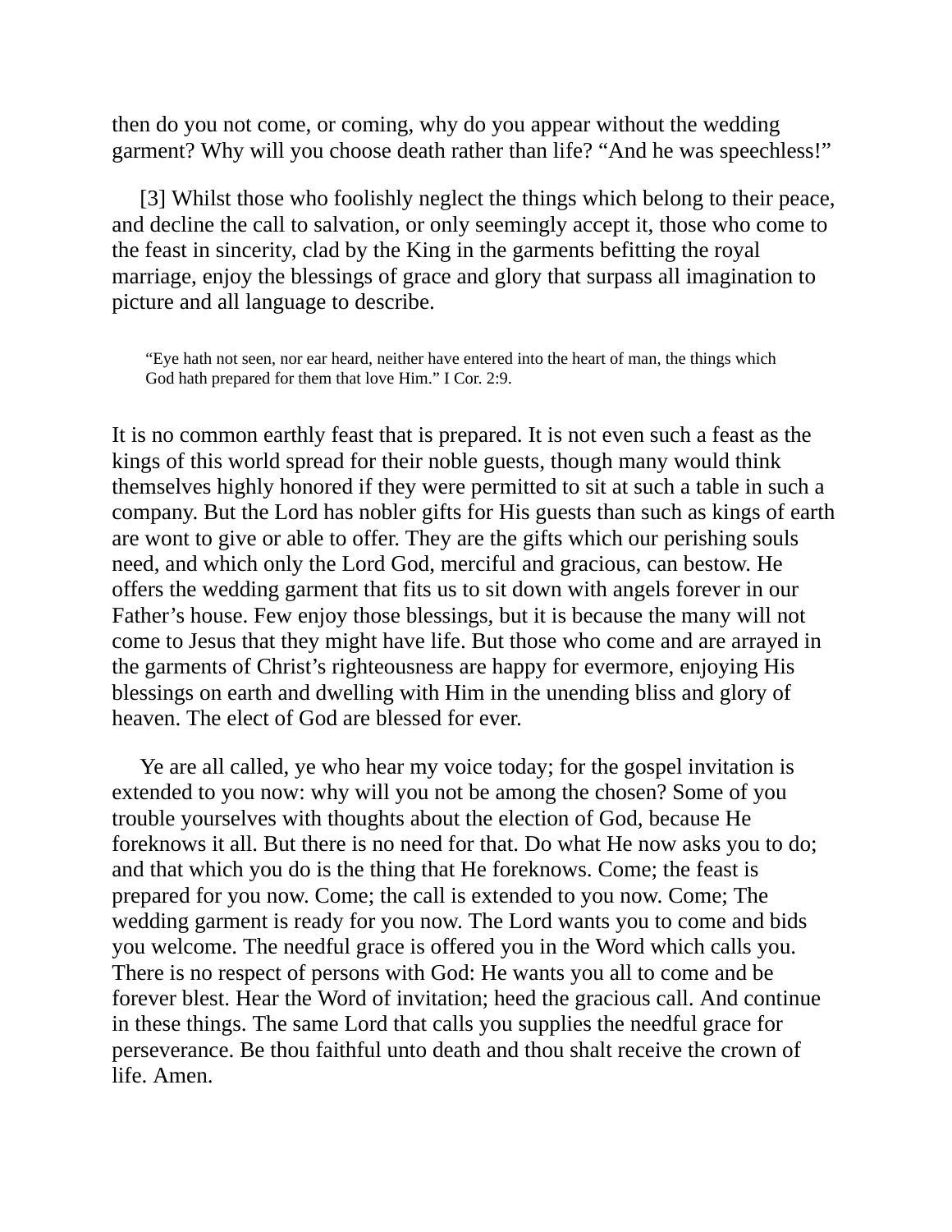then do you not come, or coming, why do you appear without the wedding garment? Why will you choose death rather than life? "And he was speechless!"

[3] Whilst those who foolishly neglect the things which belong to their peace, and decline the call to salvation, or only seemingly accept it, those who come to the feast in sincerity, clad by the King in the garments befitting the royal marriage, enjoy the blessings of grace and glory that surpass all imagination to picture and all language to describe.

> "Eye hath not seen, nor ear heard, neither have entered into the heart of man, the things which God hath prepared for them that love Him." I Cor. 2:9.

It is no common earthly feast that is prepared. It is not even such a feast as the kings of this world spread for their noble guests, though many would think themselves highly honored if they were permitted to sit at such a table in such a company. But the Lord has nobler gifts for His guests than such as kings of earth are wont to give or able to offer. They are the gifts which our perishing souls need, and which only the Lord God, merciful and gracious, can bestow. He offers the wedding garment that fits us to sit down with angels forever in our Father's house. Few enjoy those blessings, but it is because the many will not come to Jesus that they might have life. But those who come and are arrayed in the garments of Christ's righteousness are happy for evermore, enjoying His blessings on earth and dwelling with Him in the unending bliss and glory of heaven. The elect of God are blessed for ever.

Ye are all called, ye who hear my voice today; for the gospel invitation is extended to you now: why will you not be among the chosen? Some of you trouble yourselves with thoughts about the election of God, because He foreknows it all. But there is no need for that. Do what He now asks you to do; and that which you do is the thing that He foreknows. Come; the feast is prepared for you now. Come; the call is extended to you now. Come; The wedding garment is ready for you now. The Lord wants you to come and bids you welcome. The needful grace is offered you in the Word which calls you. There is no respect of persons with God: He wants you all to come and be forever blest. Hear the Word of invitation; heed the gracious call. And continue in these things. The same Lord that calls you supplies the needful grace for perseverance. Be thou faithful unto death and thou shalt receive the crown of life. Amen.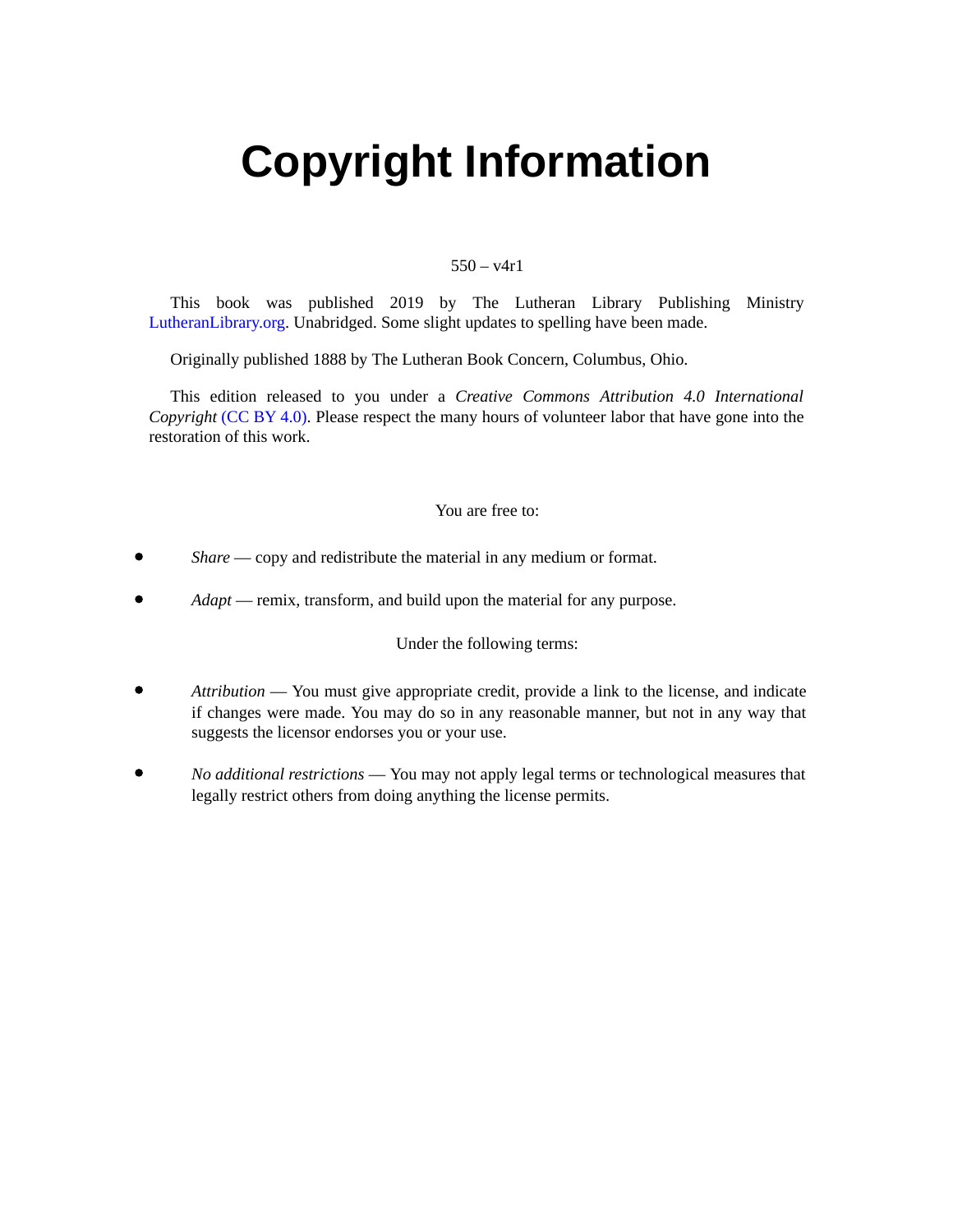# Copyright Information

550 – v4r1

This book was published 2019 by The Lutheran Library Publishing Ministry LutheranLibrary.org. Unabridged. Some slight updates to spelling have been made.

Originally published 1888 by The Lutheran Book Concern, Columbus, Ohio.

This edition released to you under a *Creative Commons Attribution 4.0 International Copyright* (CC BY 4.0). Please respect the many hours of volunteer labor that have gone into the restoration of this work.

You are free to:

- *Share* — copy and redistribute the material in any medium or format.
- *Adapt* — remix, transform, and build upon the material for any purpose.

Under the following terms:

- *Attribution* — You must give appropriate credit, provide a link to the license, and indicate if changes were made. You may do so in any reasonable manner, but not in any way that suggests the licensor endorses you or your use.
- *No additional restrictions* — You may not apply legal terms or technological measures that legally restrict others from doing anything the license permits.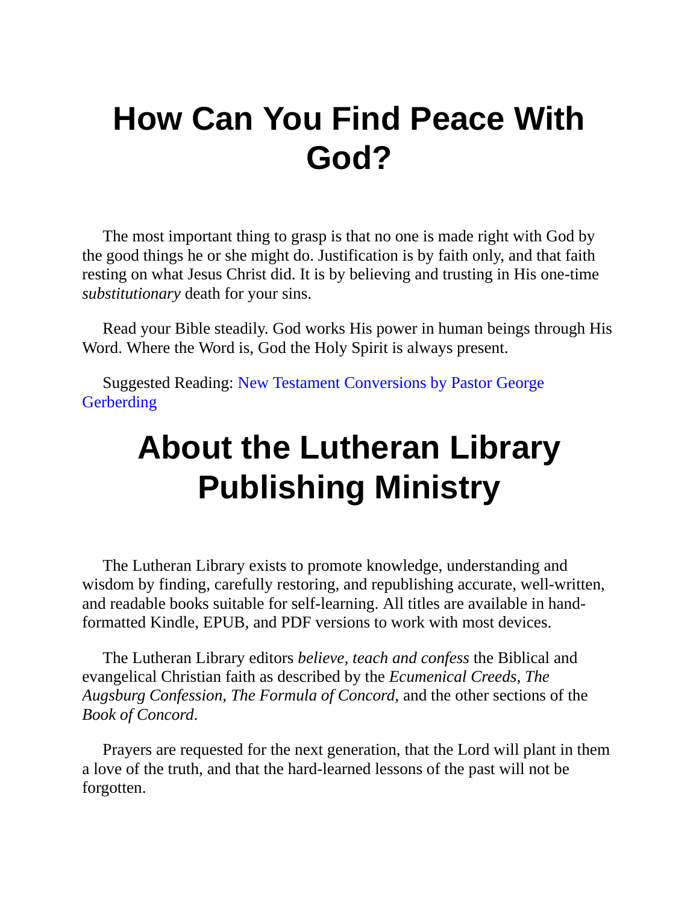# How Can You Find Peace With God?

The most important thing to grasp is that no one is made right with God by the good things he or she might do. Justification is by faith only, and that faith resting on what Jesus Christ did. It is by believing and trusting in His one-time *substitutionary* death for your sins.

Read your Bible steadily. God works His power in human beings through His Word. Where the Word is, God the Holy Spirit is always present.

Suggested Reading: New Testament Conversions by Pastor George Gerberding

# About the Lutheran Library Publishing Ministry

The Lutheran Library exists to promote knowledge, understanding and wisdom by finding, carefully restoring, and republishing accurate, well-written, and readable books suitable for self-learning. All titles are available in hand-formatted Kindle, EPUB, and PDF versions to work with most devices.

The Lutheran Library editors *believe, teach and confess* the Biblical and evangelical Christian faith as described by the *Ecumenical Creeds*, *The Augsburg Confession, The Formula of Concord*, and the other sections of the *Book of Concord*.

Prayers are requested for the next generation, that the Lord will plant in them a love of the truth, and that the hard-learned lessons of the past will not be forgotten.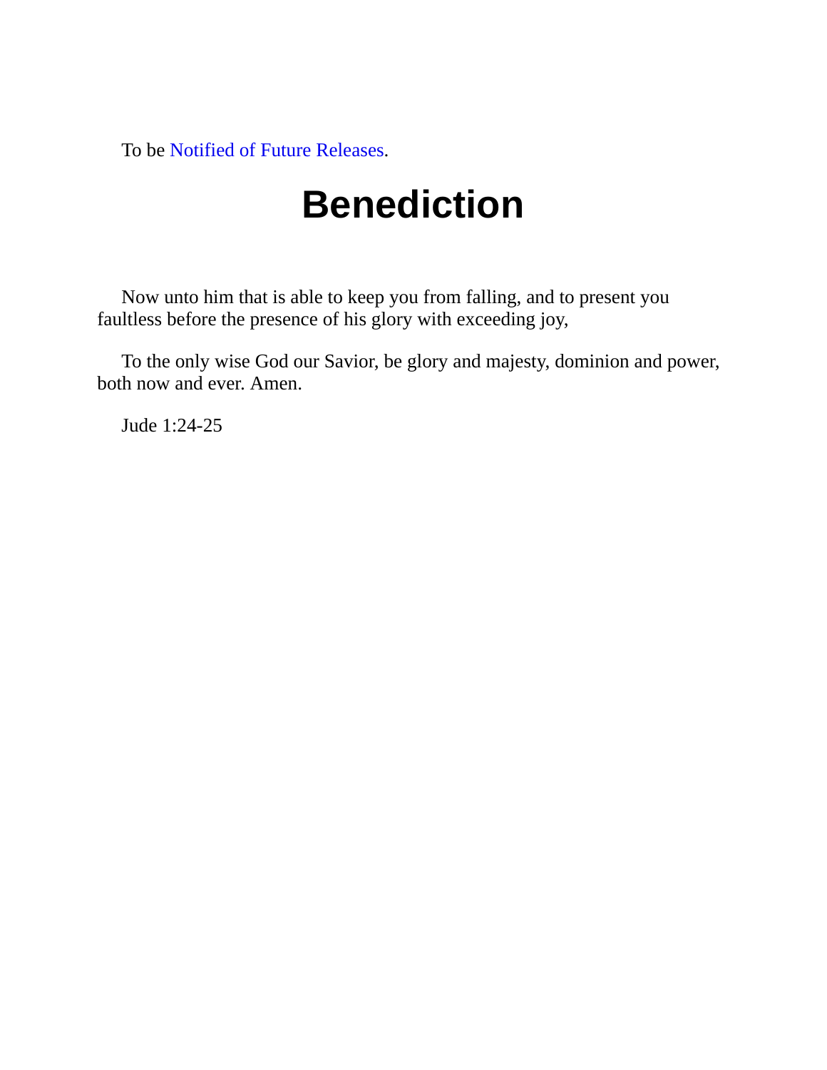To be Notified of Future Releases.

# Benediction

Now unto him that is able to keep you from falling, and to present you faultless before the presence of his glory with exceeding joy,

To the only wise God our Savior, be glory and majesty, dominion and power, both now and ever. Amen.

Jude 1:24-25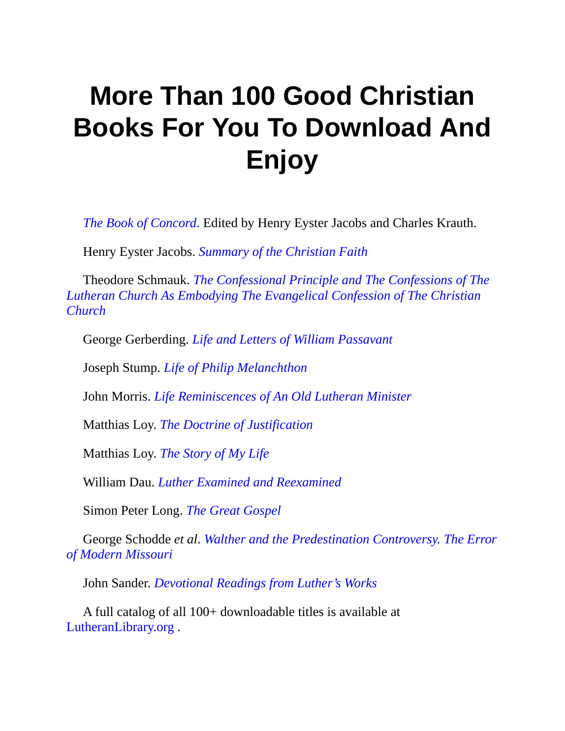# More Than 100 Good Christian Books For You To Download And Enjoy

*The Book of Concord*. Edited by Henry Eyster Jacobs and Charles Krauth.

Henry Eyster Jacobs. *Summary of the Christian Faith*

Theodore Schmauk. *The Confessional Principle and The Confessions of The Lutheran Church As Embodying The Evangelical Confession of The Christian Church*

George Gerberding. *Life and Letters of William Passavant*

Joseph Stump. *Life of Philip Melanchthon*

John Morris. *Life Reminiscences of An Old Lutheran Minister*

Matthias Loy. *The Doctrine of Justification*

Matthias Loy. *The Story of My Life*

William Dau. *Luther Examined and Reexamined*

Simon Peter Long. *The Great Gospel*

George Schodde *et al*. *Walther and the Predestination Controversy. The Error of Modern Missouri*

John Sander. *Devotional Readings from Luther's Works*

A full catalog of all 100+ downloadable titles is available at LutheranLibrary.org .